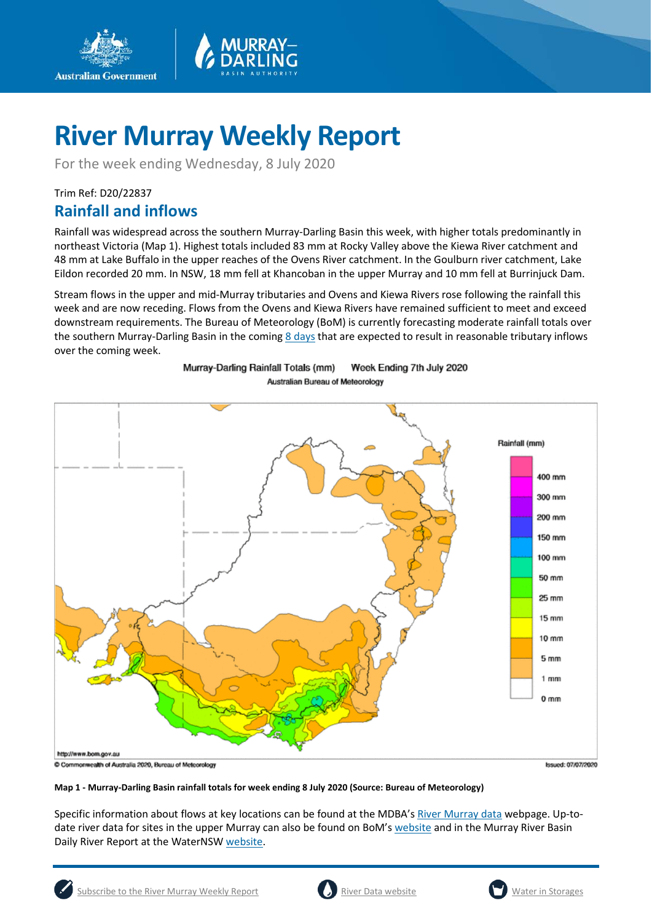# River Murray Weekly Report

For the week ending Wednesday, 8 July 2020

Trim Ref: D20/22837

## Rainfall and inflows

Rainfall was widespread across the southern Murray-Darling Basin this week, with higher totals predominantly in northeast Victoria (Map 1). Highest totals included 83 mm at Rocky Valley above the Kiewa River catchment and 48 mm at Lake Buffalo in the upper reaches of the Ovens River catchment. In the Goulburn river catchment, Lake Eildon recorded 20 mm. In NSW, 18 mm fell at Khancoban in the upper Murray and 10 mm fell at Burrinjuck Dam.

Stream flows in the upper and mid-Murray tributaries and Ovens and Kiewa Rivers rose following the rainfall this week and are now receding. Flows from the Ovens and Kiewa Rivers have remained sufficient to meet and exceed downstream requirements. The Bureau of Meteorology (BoM) is currently forecasting moderate rainfall totals over the southern Murray-Darling Basin in the coming [8 days](#) that are expected to result in reasonable tributary inflows over the coming week.

**Map 1 - Murray-Darling Basin rainfall totals for week ending 8 July 2020 (Source: Bureau of Meteorology)**

Specific information about flows at key locations can be found at the MDBA's [River Murray data](#) webpage. Up-to-date river data for sites in the upper Murray can also be found on BoM's [website](#) and in the Murray River Basin Daily River Report at the WaterNSW [website](#).

[Subscribe to the River Murray Weekly Report](#) [River Data website](#) [Water in Storages](#)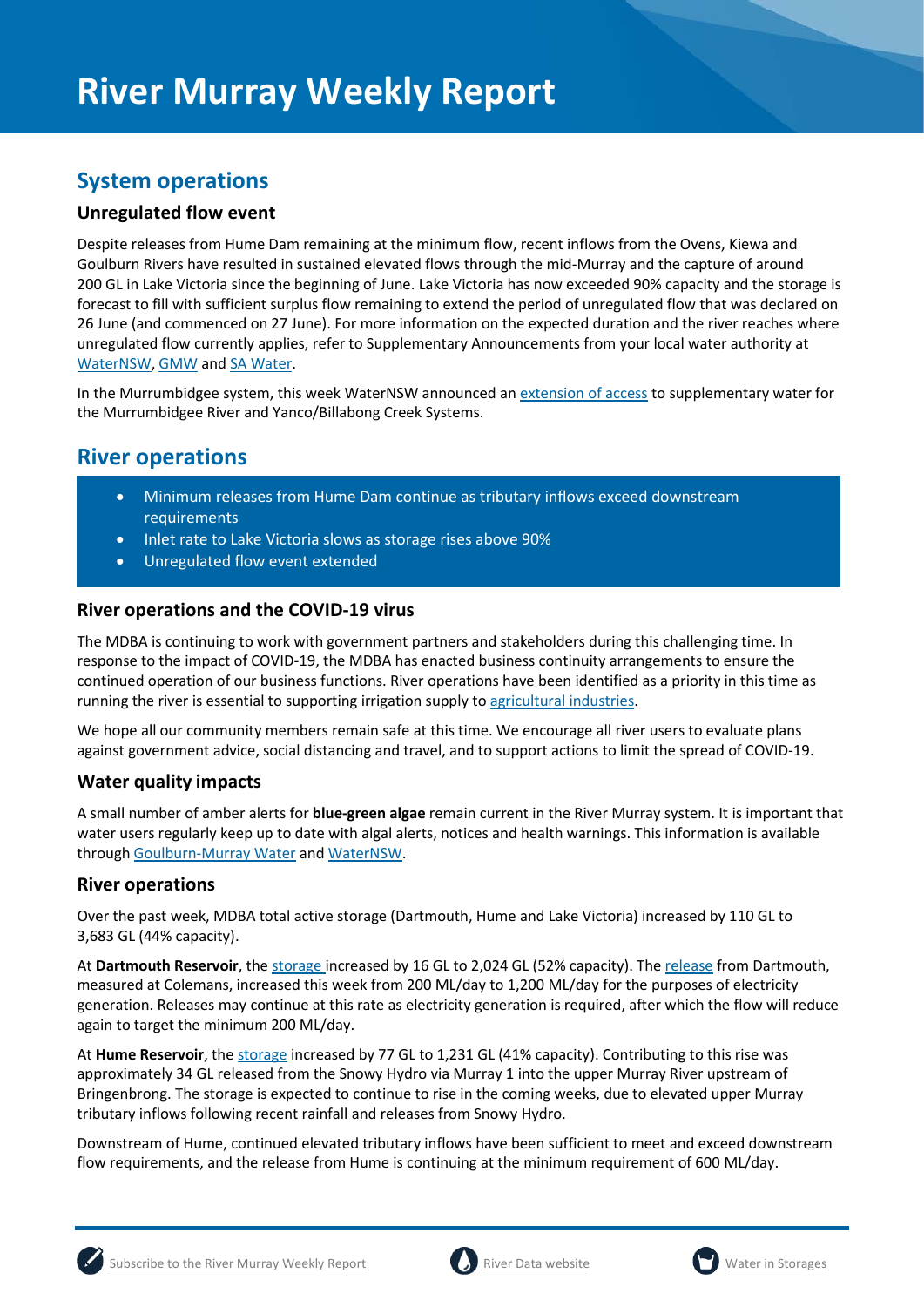# River Murray Weekly Report

## System operations

### Unregulated flow event

Despite releases from Hume Dam remaining at the minimum flow, recent inflows from the Ovens, Kiewa and Goulburn Rivers have resulted in sustained elevated flows through the mid-Murray and the capture of around 200 GL in Lake Victoria since the beginning of June. Lake Victoria has now exceeded 90% capacity and the storage is forecast to fill with sufficient surplus flow remaining to extend the period of unregulated flow that was declared on 26 June (and commenced on 27 June). For more information on the expected duration and the river reaches where unregulated flow currently applies, refer to Supplementary Announcements from your local water authority at WaterNSW, GMW and SA Water.

In the Murrumbidgee system, this week WaterNSW announced an extension of access to supplementary water for the Murrumbidgee River and Yanco/Billabong Creek Systems.

## River operations

- Minimum releases from Hume Dam continue as tributary inflows exceed downstream requirements
- Inlet rate to Lake Victoria slows as storage rises above 90%
- Unregulated flow event extended

### River operations and the COVID-19 virus

The MDBA is continuing to work with government partners and stakeholders during this challenging time. In response to the impact of COVID-19, the MDBA has enacted business continuity arrangements to ensure the continued operation of our business functions. River operations have been identified as a priority in this time as running the river is essential to supporting irrigation supply to agricultural industries.

We hope all our community members remain safe at this time. We encourage all river users to evaluate plans against government advice, social distancing and travel, and to support actions to limit the spread of COVID-19.

### Water quality impacts

A small number of amber alerts for **blue-green algae** remain current in the River Murray system. It is important that water users regularly keep up to date with algal alerts, notices and health warnings. This information is available through Goulburn-Murray Water and WaterNSW.

### River operations

Over the past week, MDBA total active storage (Dartmouth, Hume and Lake Victoria) increased by 110 GL to 3,683 GL (44% capacity).

At **Dartmouth Reservoir**, the storage increased by 16 GL to 2,024 GL (52% capacity). The release from Dartmouth, measured at Colemans, increased this week from 200 ML/day to 1,200 ML/day for the purposes of electricity generation. Releases may continue at this rate as electricity generation is required, after which the flow will reduce again to target the minimum 200 ML/day.

At **Hume Reservoir**, the storage increased by 77 GL to 1,231 GL (41% capacity). Contributing to this rise was approximately 34 GL released from the Snowy Hydro via Murray 1 into the upper Murray River upstream of Bringenbrong. The storage is expected to continue to rise in the coming weeks, due to elevated upper Murray tributary inflows following recent rainfall and releases from Snowy Hydro.

Downstream of Hume, continued elevated tributary inflows have been sufficient to meet and exceed downstream flow requirements, and the release from Hume is continuing at the minimum requirement of 600 ML/day.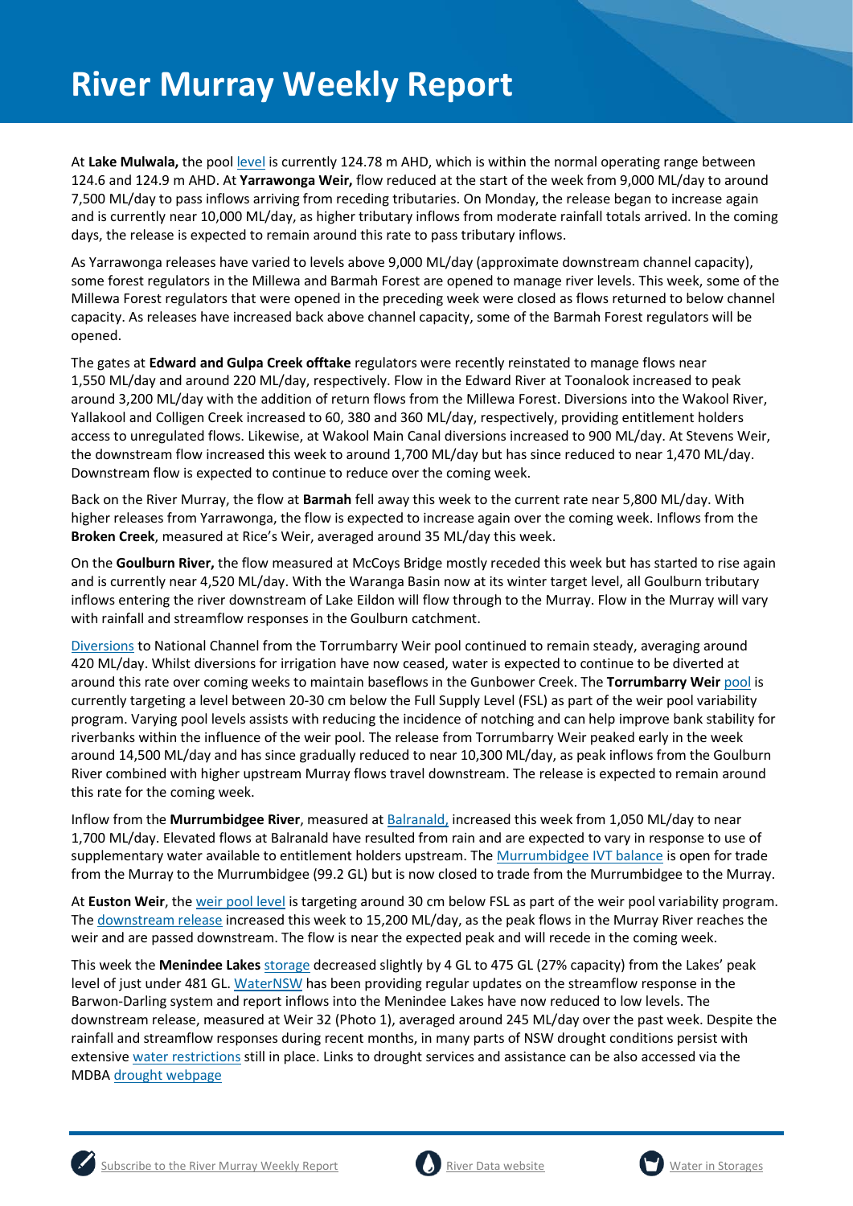# River Murray Weekly Report

At **Lake Mulwala,** the pool level is currently 124.78 m AHD, which is within the normal operating range between 124.6 and 124.9 m AHD. At **Yarrawonga Weir,** flow reduced at the start of the week from 9,000 ML/day to around 7,500 ML/day to pass inflows arriving from receding tributaries. On Monday, the release began to increase again and is currently near 10,000 ML/day, as higher tributary inflows from moderate rainfall totals arrived. In the coming days, the release is expected to remain around this rate to pass tributary inflows.

As Yarrawonga releases have varied to levels above 9,000 ML/day (approximate downstream channel capacity), some forest regulators in the Millewa and Barmah Forest are opened to manage river levels. This week, some of the Millewa Forest regulators that were opened in the preceding week were closed as flows returned to below channel capacity. As releases have increased back above channel capacity, some of the Barmah Forest regulators will be opened.

The gates at **Edward and Gulpa Creek offtake** regulators were recently reinstated to manage flows near 1,550 ML/day and around 220 ML/day, respectively. Flow in the Edward River at Toonalook increased to peak around 3,200 ML/day with the addition of return flows from the Millewa Forest. Diversions into the Wakool River, Yallakool and Colligen Creek increased to 60, 380 and 360 ML/day, respectively, providing entitlement holders access to unregulated flows. Likewise, at Wakool Main Canal diversions increased to 900 ML/day. At Stevens Weir, the downstream flow increased this week to around 1,700 ML/day but has since reduced to near 1,470 ML/day. Downstream flow is expected to continue to reduce over the coming week.

Back on the River Murray, the flow at **Barmah** fell away this week to the current rate near 5,800 ML/day. With higher releases from Yarrawonga, the flow is expected to increase again over the coming week. Inflows from the **Broken Creek**, measured at Rice's Weir, averaged around 35 ML/day this week.

On the **Goulburn River,** the flow measured at McCoys Bridge mostly receded this week but has started to rise again and is currently near 4,520 ML/day. With the Waranga Basin now at its winter target level, all Goulburn tributary inflows entering the river downstream of Lake Eildon will flow through to the Murray. Flow in the Murray will vary with rainfall and streamflow responses in the Goulburn catchment.

Diversions to National Channel from the Torrumbarry Weir pool continued to remain steady, averaging around 420 ML/day. Whilst diversions for irrigation have now ceased, water is expected to continue to be diverted at around this rate over coming weeks to maintain baseflows in the Gunbower Creek. The **Torrumbarry Weir** pool is currently targeting a level between 20-30 cm below the Full Supply Level (FSL) as part of the weir pool variability program. Varying pool levels assists with reducing the incidence of notching and can help improve bank stability for riverbanks within the influence of the weir pool. The release from Torrumbarry Weir peaked early in the week around 14,500 ML/day and has since gradually reduced to near 10,300 ML/day, as peak inflows from the Goulburn River combined with higher upstream Murray flows travel downstream. The release is expected to remain around this rate for the coming week.

Inflow from the **Murrumbidgee River**, measured at Balranald, increased this week from 1,050 ML/day to near 1,700 ML/day. Elevated flows at Balranald have resulted from rain and are expected to vary in response to use of supplementary water available to entitlement holders upstream. The Murrumbidgee IVT balance is open for trade from the Murray to the Murrumbidgee (99.2 GL) but is now closed to trade from the Murrumbidgee to the Murray.

At **Euston Weir**, the weir pool level is targeting around 30 cm below FSL as part of the weir pool variability program. The downstream release increased this week to 15,200 ML/day, as the peak flows in the Murray River reaches the weir and are passed downstream. The flow is near the expected peak and will recede in the coming week.

This week the **Menindee Lakes** storage decreased slightly by 4 GL to 475 GL (27% capacity) from the Lakes' peak level of just under 481 GL. WaterNSW has been providing regular updates on the streamflow response in the Barwon-Darling system and report inflows into the Menindee Lakes have now reduced to low levels. The downstream release, measured at Weir 32 (Photo 1), averaged around 245 ML/day over the past week. Despite the rainfall and streamflow responses during recent months, in many parts of NSW drought conditions persist with extensive water restrictions still in place. Links to drought services and assistance can be also accessed via the MDBA drought webpage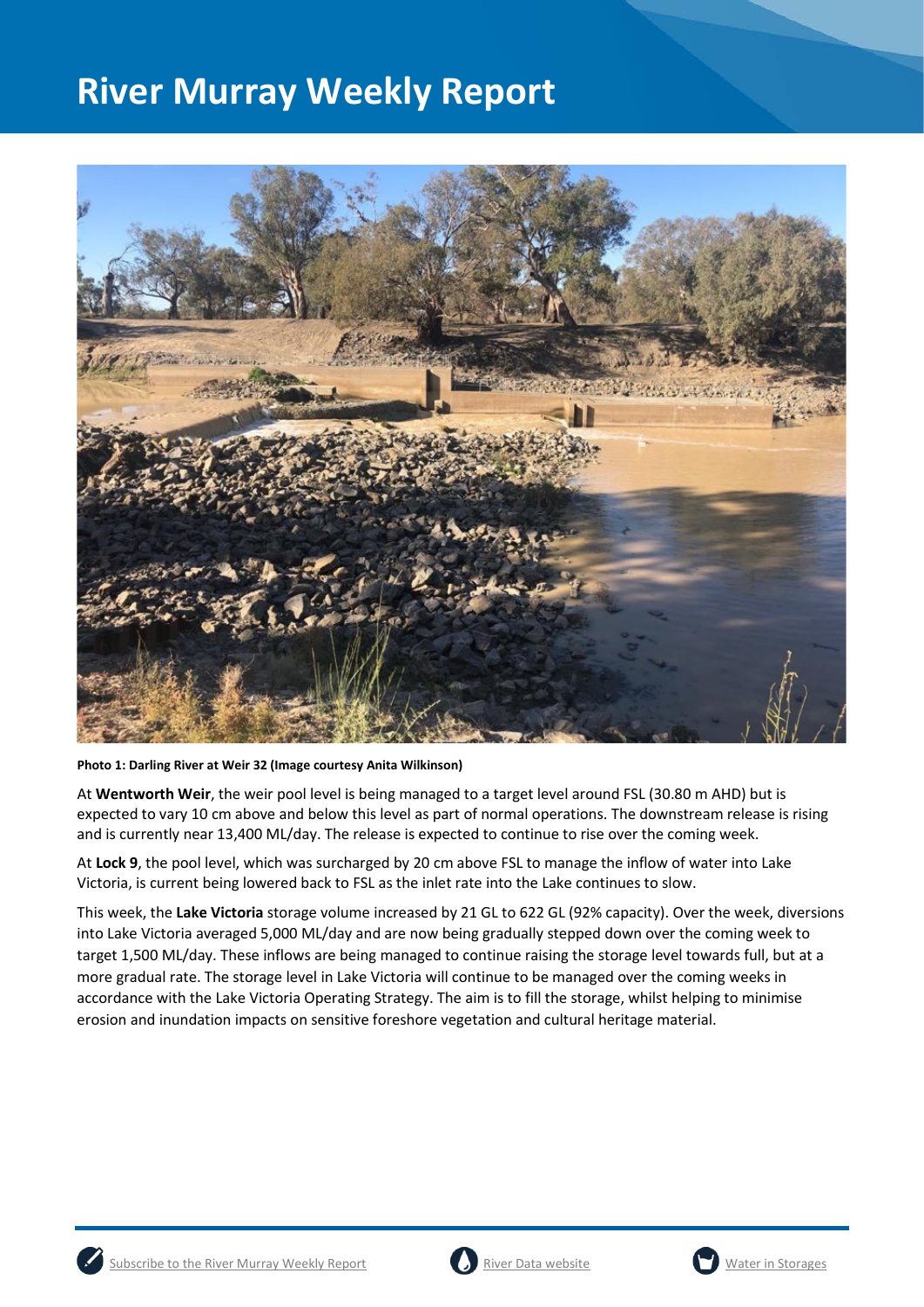Photo 1: Darling River at Weir 32 (Image courtesy Anita Wilkinson)

At **Wentworth Weir**, the weir pool level is being managed to a target level around FSL (30.80 m AHD) but is expected to vary 10 cm above and below this level as part of normal operations. The downstream release is rising and is currently near 13,400 ML/day. The release is expected to continue to rise over the coming week.

At **Lock 9**, the pool level, which was surcharged by 20 cm above FSL to manage the inflow of water into Lake Victoria, is current being lowered back to FSL as the inlet rate into the Lake continues to slow.

This week, the **Lake Victoria** storage volume increased by 21 GL to 622 GL (92% capacity). Over the week, diversions into Lake Victoria averaged 5,000 ML/day and are now being gradually stepped down over the coming week to target 1,500 ML/day. These inflows are being managed to continue raising the storage level towards full, but at a more gradual rate. The storage level in Lake Victoria will continue to be managed over the coming weeks in accordance with the Lake Victoria Operating Strategy. The aim is to fill the storage, whilst helping to minimise erosion and inundation impacts on sensitive foreshore vegetation and cultural heritage material.

Subscribe to the River Murray Weekly Report | River Data website | Water in Storages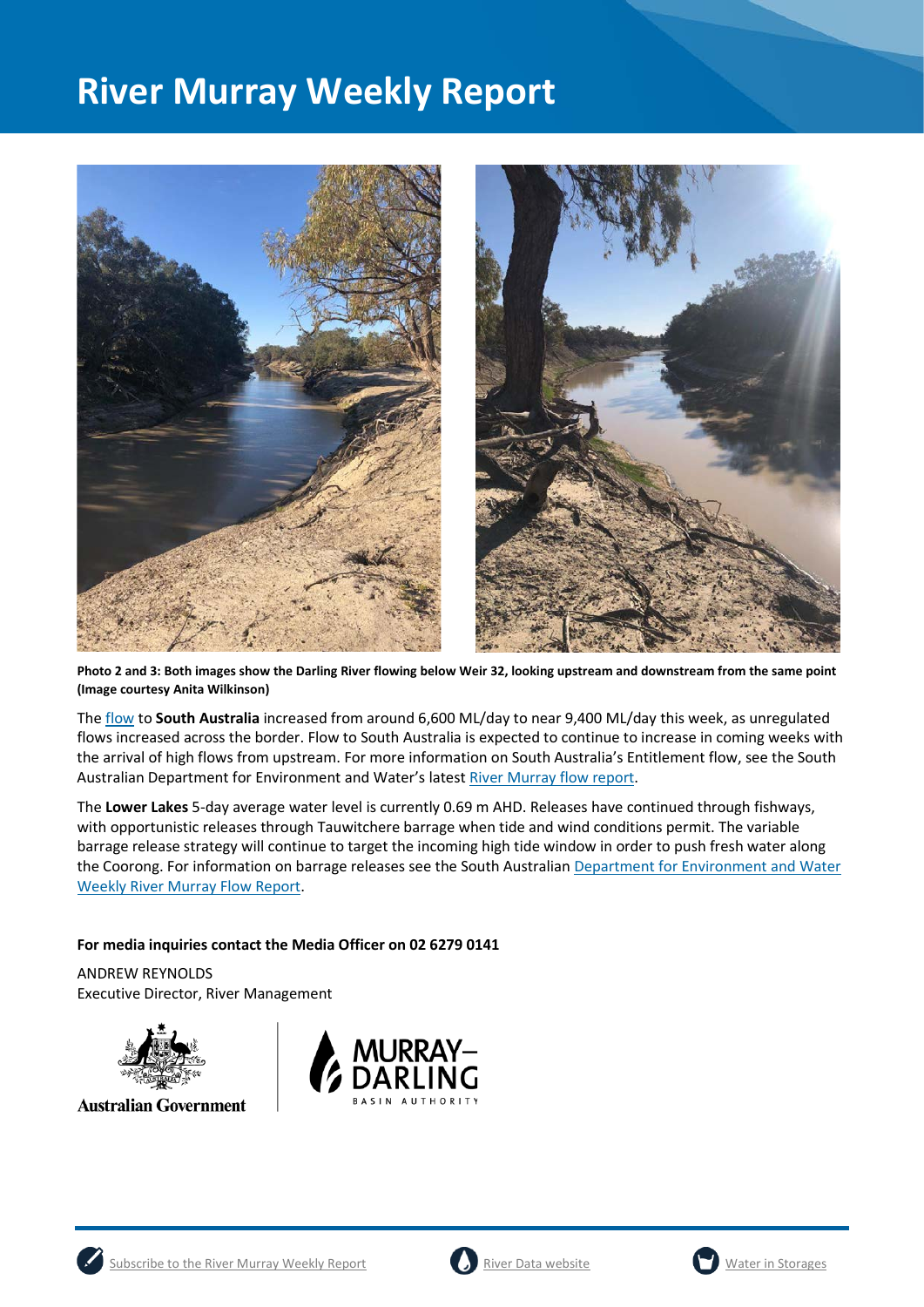Photo 2 and 3: Both images show the Darling River flowing below Weir 32, looking upstream and downstream from the same point (Image courtesy Anita Wilkinson)

The flow to **South Australia** increased from around 6,600 ML/day to near 9,400 ML/day this week, as unregulated flows increased across the border. Flow to South Australia is expected to continue to increase in coming weeks with the arrival of high flows from upstream. For more information on South Australia's Entitlement flow, see the South Australian Department for Environment and Water's latest River Murray flow report.

The **Lower Lakes** 5-day average water level is currently 0.69 m AHD. Releases have continued through fishways, with opportunistic releases through Tauwitchere barrage when tide and wind conditions permit. The variable barrage release strategy will continue to target the incoming high tide window in order to push fresh water along the Coorong. For information on barrage releases see the South Australian Department for Environment and Water Weekly River Murray Flow Report.

**For media inquiries contact the Media Officer on 02 6279 0141**

ANDREW REYNOLDS
Executive Director, River Management

Subscribe to the River Murray Weekly Report | River Data website | Water in Storages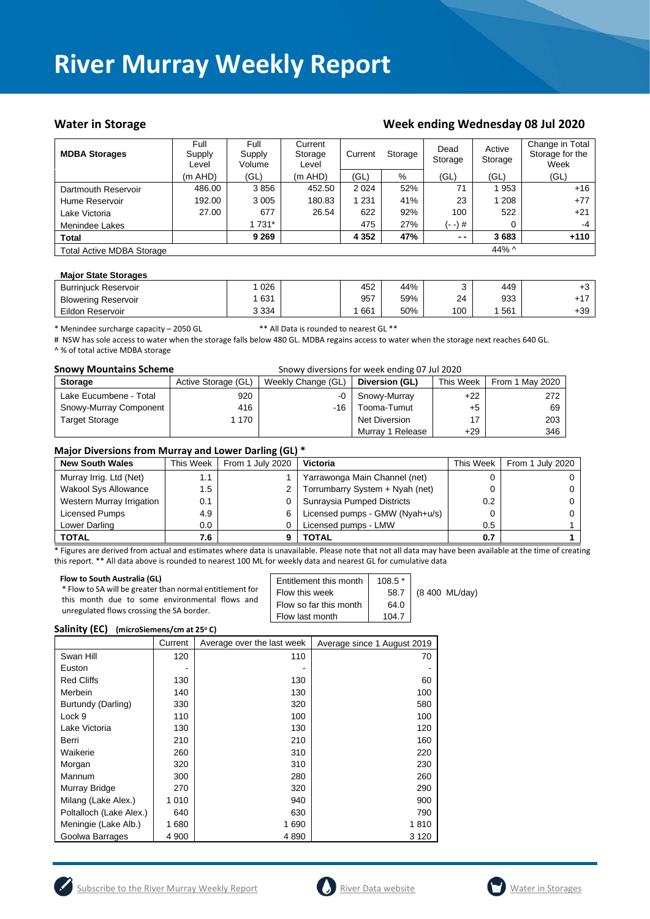# River Murray Weekly Report

## Water in Storage

## Week ending Wednesday 08 Jul 2020

| MDBA Storages | Full Supply Level | Full Supply Volume | Current Storage Level | Current Storage | | Dead Storage | Active Storage | Change in Total Storage for the Week |
|---|---|---|---|---|---|---|---|---|
| | (m AHD) | (GL) | (m AHD) | (GL) | % | (GL) | (GL) | (GL) |
| Dartmouth Reservoir | 486.00 | 3 856 | 452.50 | 2 024 | 52% | 71 | 1 953 | +16 |
| Hume Reservoir | 192.00 | 3 005 | 180.83 | 1 231 | 41% | 23 | 1 208 | +77 |
| Lake Victoria | 27.00 | 677 | 26.54 | 622 | 92% | 100 | 522 | +21 |
| Menindee Lakes | | 1 731* | | 475 | 27% | (- -) # | 0 | -4 |
| **Total** | | **9 269** | | **4 352** | **47%** | **- -** | **3 683** | **+110** |
| Total Active MDBA Storage | | | | | | | 44% ^ | |

| Major State Storages | Full Supply Volume | | Current Storage (GL) | % | Dead Storage | Active Storage | Change |
|---|---|---|---|---|---|---|---|
| Burrinjuck Reservoir | 1 026 | | 452 | 44% | 3 | 449 | +3 |
| Blowering Reservoir | 1 631 | | 957 | 59% | 24 | 933 | +17 |
| Eildon Reservoir | 3 334 | | 1 661 | 50% | 100 | 1 561 | +39 |

\* Menindee surcharge capacity – 2050 GL ** All Data is rounded to nearest GL **

# NSW has sole access to water when the storage falls below 480 GL. MDBA regains access to water when the storage next reaches 640 GL.

^ % of total active MDBA storage

### Snowy Mountains Scheme

Snowy diversions for week ending 07 Jul 2020

| Storage | Active Storage (GL) | Weekly Change (GL) | Diversion (GL) | This Week | From 1 May 2020 |
|---|---|---|---|---|---|
| Lake Eucumbene - Total | 920 | -0 | Snowy-Murray | +22 | 272 |
| Snowy-Murray Component | 416 | -16 | Tooma-Tumut | +5 | 69 |
| Target Storage | 1 170 | | Net Diversion | 17 | 203 |
| | | | Murray 1 Release | +29 | 346 |

### Major Diversions from Murray and Lower Darling (GL) *

| New South Wales | This Week | From 1 July 2020 | Victoria | This Week | From 1 July 2020 |
|---|---|---|---|---|---|
| Murray Irrig. Ltd (Net) | 1.1 | 1 | Yarrawonga Main Channel (net) | 0 | 0 |
| Wakool Sys Allowance | 1.5 | 2 | Torrumbarry System + Nyah (net) | 0 | 0 |
| Western Murray Irrigation | 0.1 | 0 | Sunraysia Pumped Districts | 0.2 | 0 |
| Licensed Pumps | 4.9 | 6 | Licensed pumps - GMW (Nyah+u/s) | 0 | 0 |
| Lower Darling | 0.0 | 0 | Licensed pumps - LMW | 0.5 | 1 |
| **TOTAL** | **7.6** | **9** | **TOTAL** | **0.7** | **1** |

\* Figures are derived from actual and estimates where data is unavailable. Please note that not all data may have been available at the time of creating this report. ** All data above is rounded to nearest 100 ML for weekly data and nearest GL for cumulative data

**Flow to South Australia (GL)**

\* Flow to SA will be greater than normal entitlement for this month due to some environmental flows and unregulated flows crossing the SA border.

| | | |
|---|---|---|
| Entitlement this month | 108.5 * | |
| Flow this week | 58.7 | (8 400 ML/day) |
| Flow so far this month | 64.0 | |
| Flow last month | 104.7 | |

### Salinity (EC) (microSiemens/cm at 25° C)

| | Current | Average over the last week | Average since 1 August 2019 |
|---|---|---|---|
| Swan Hill | 120 | 110 | 70 |
| Euston | - | - | - |
| Red Cliffs | 130 | 130 | 60 |
| Merbein | 140 | 130 | 100 |
| Burtundy (Darling) | 330 | 320 | 580 |
| Lock 9 | 110 | 100 | 100 |
| Lake Victoria | 130 | 130 | 120 |
| Berri | 210 | 210 | 160 |
| Waikerie | 260 | 310 | 220 |
| Morgan | 320 | 310 | 230 |
| Mannum | 300 | 280 | 260 |
| Murray Bridge | 270 | 320 | 290 |
| Milang (Lake Alex.) | 1 010 | 940 | 900 |
| Poltalloch (Lake Alex.) | 640 | 630 | 790 |
| Meningie (Lake Alb.) | 1 680 | 1 690 | 1 810 |
| Goolwa Barrages | 4 900 | 4 890 | 3 120 |

Subscribe to the River Murray Weekly Report | River Data website | Water in Storages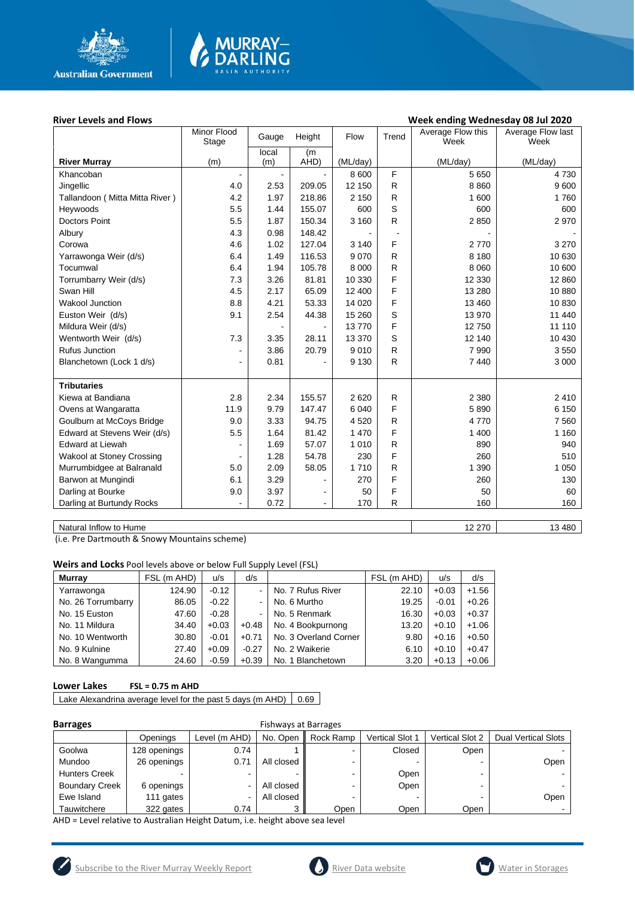## River Levels and Flows

**Week ending Wednesday 08 Jul 2020**

| River Murray | Minor Flood Stage (m) | Gauge local (m) | Height (m AHD) | Flow (ML/day) | Trend | Average Flow this Week (ML/day) | Average Flow last Week (ML/day) |
|---|---|---|---|---|---|---|---|
| Khancoban | - | - | - | 8 600 | F | 5 650 | 4 730 |
| Jingellic | 4.0 | 2.53 | 209.05 | 12 150 | R | 8 860 | 9 600 |
| Tallandoon ( Mitta Mitta River ) | 4.2 | 1.97 | 218.86 | 2 150 | R | 1 600 | 1 760 |
| Heywoods | 5.5 | 1.44 | 155.07 | 600 | S | 600 | 600 |
| Doctors Point | 5.5 | 1.87 | 150.34 | 3 160 | R | 2 850 | 2 970 |
| Albury | 4.3 | 0.98 | 148.42 | - | - | - | - |
| Corowa | 4.6 | 1.02 | 127.04 | 3 140 | F | 2 770 | 3 270 |
| Yarrawonga Weir (d/s) | 6.4 | 1.49 | 116.53 | 9 070 | R | 8 180 | 10 630 |
| Tocumwal | 6.4 | 1.94 | 105.78 | 8 000 | R | 8 060 | 10 600 |
| Torrumbarry Weir (d/s) | 7.3 | 3.26 | 81.81 | 10 330 | F | 12 330 | 12 860 |
| Swan Hill | 4.5 | 2.17 | 65.09 | 12 400 | F | 13 280 | 10 880 |
| Wakool Junction | 8.8 | 4.21 | 53.33 | 14 020 | F | 13 460 | 10 830 |
| Euston Weir (d/s) | 9.1 | 2.54 | 44.38 | 15 260 | S | 13 970 | 11 440 |
| Mildura Weir (d/s) | | - | - | 13 770 | F | 12 750 | 11 110 |
| Wentworth Weir (d/s) | 7.3 | 3.35 | 28.11 | 13 370 | S | 12 140 | 10 430 |
| Rufus Junction | - | 3.86 | 20.79 | 9 010 | R | 7 990 | 3 550 |
| Blanchetown (Lock 1 d/s) | - | 0.81 | - | 9 130 | R | 7 440 | 3 000 |
| **Tributaries** | | | | | | | |
| Kiewa at Bandiana | 2.8 | 2.34 | 155.57 | 2 620 | R | 2 380 | 2 410 |
| Ovens at Wangaratta | 11.9 | 9.79 | 147.47 | 6 040 | F | 5 890 | 6 150 |
| Goulburn at McCoys Bridge | 9.0 | 3.33 | 94.75 | 4 520 | R | 4 770 | 7 560 |
| Edward at Stevens Weir (d/s) | 5.5 | 1.64 | 81.42 | 1 470 | F | 1 400 | 1 160 |
| Edward at Liewah | - | 1.69 | 57.07 | 1 010 | R | 890 | 940 |
| Wakool at Stoney Crossing | - | 1.28 | 54.78 | 230 | F | 260 | 510 |
| Murrumbidgee at Balranald | 5.0 | 2.09 | 58.05 | 1 710 | R | 1 390 | 1 050 |
| Barwon at Mungindi | 6.1 | 3.29 | - | 270 | F | 260 | 130 |
| Darling at Bourke | 9.0 | 3.97 | - | 50 | F | 50 | 60 |
| Darling at Burtundy Rocks | - | 0.72 | - | 170 | R | 160 | 160 |

| | This Week | Last Week |
|---|---|---|
| Natural Inflow to Hume | 12 270 | 13 480 |

(i.e. Pre Dartmouth & Snowy Mountains scheme)

## Weirs and Locks

Pool levels above or below Full Supply Level (FSL)

| Murray | FSL (m AHD) | u/s | d/s | | FSL (m AHD) | u/s | d/s |
|---|---|---|---|---|---|---|---|
| Yarrawonga | 124.90 | -0.12 | - | No. 7 Rufus River | 22.10 | +0.03 | +1.56 |
| No. 26 Torrumbarry | 86.05 | -0.22 | - | No. 6 Murtho | 19.25 | -0.01 | +0.26 |
| No. 15 Euston | 47.60 | -0.28 | - | No. 5 Renmark | 16.30 | +0.03 | +0.37 |
| No. 11 Mildura | 34.40 | +0.03 | +0.48 | No. 4 Bookpurnong | 13.20 | +0.10 | +1.06 |
| No. 10 Wentworth | 30.80 | -0.01 | +0.71 | No. 3 Overland Corner | 9.80 | +0.16 | +0.50 |
| No. 9 Kulnine | 27.40 | +0.09 | -0.27 | No. 2 Waikerie | 6.10 | +0.10 | +0.47 |
| No. 8 Wangumma | 24.60 | -0.59 | +0.39 | No. 1 Blanchetown | 3.20 | +0.13 | +0.06 |

## Lower Lakes

**FSL = 0.75 m AHD**

| Lake Alexandrina average level for the past 5 days (m AHD) | 0.69 |
|---|---|

## Barrages

Fishways at Barrages

| | Openings | Level (m AHD) | No. Open | Rock Ramp | Vertical Slot 1 | Vertical Slot 2 | Dual Vertical Slots |
|---|---|---|---|---|---|---|---|
| Goolwa | 128 openings | 0.74 | 1 | - | Closed | Open | - |
| Mundoo | 26 openings | 0.71 | All closed | - | - | - | Open |
| Hunters Creek | - | - | - | - | Open | - | - |
| Boundary Creek | 6 openings | - | All closed | - | Open | - | - |
| Ewe Island | 111 gates | - | All closed | - | - | - | Open |
| Tauwitchere | 322 gates | 0.74 | 3 | Open | Open | Open | - |

AHD = Level relative to Australian Height Datum, i.e. height above sea level

Subscribe to the River Murray Weekly Report | River Data website | Water in Storages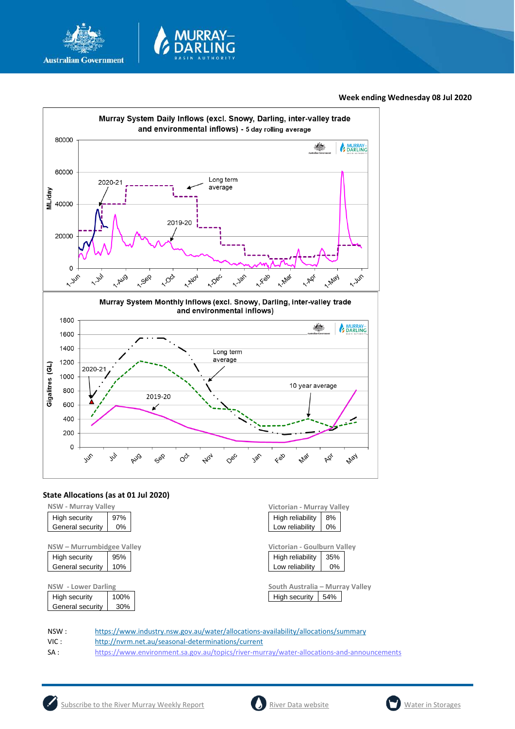Week ending Wednesday 08 Jul 2020

Murray System Daily Inflows (excl. Snowy, Darling, inter-valley trade and environmental inflows) - 5 day rolling average

ML/day

80000
60000
40000
20000
0

2020-21
Long term average
2019-20

1-Jun 1-Jul 1-Aug 1-Sep 1-Oct 1-Nov 1-Dec 1-Jan 1-Feb 1-Mar 1-Apr 1-May 1-Jun

Murray System Monthly Inflows (excl. Snowy, Darling, inter-valley trade and environmental inflows)

Gigalitres (GL)

1800
1600
1400
1200
1000
800
600
400
200
0

2020-21
Long term average
10 year average
2019-20

Jun Jul Aug Sep Oct Nov Dec Jan Feb Mar Apr May

## State Allocations (as at 01 Jul 2020)

**NSW - Murray Valley**

| | |
|---|---|
| High security | 97% |
| General security | 0% |

**NSW – Murrumbidgee Valley**

| | |
|---|---|
| High security | 95% |
| General security | 10% |

**NSW - Lower Darling**

| | |
|---|---|
| High security | 100% |
| General security | 30% |

**Victorian - Murray Valley**

| | |
|---|---|
| High reliability | 8% |
| Low reliability | 0% |

**Victorian - Goulburn Valley**

| | |
|---|---|
| High reliability | 35% |
| Low reliability | 0% |

**South Australia – Murray Valley**

| | |
|---|---|
| High security | 54% |

NSW : https://www.industry.nsw.gov.au/water/allocations-availability/allocations/summary

VIC : http://nvrm.net.au/seasonal-determinations/current

SA : https://www.environment.sa.gov.au/topics/river-murray/water-allocations-and-announcements

Subscribe to the River Murray Weekly Report | River Data website | Water in Storages